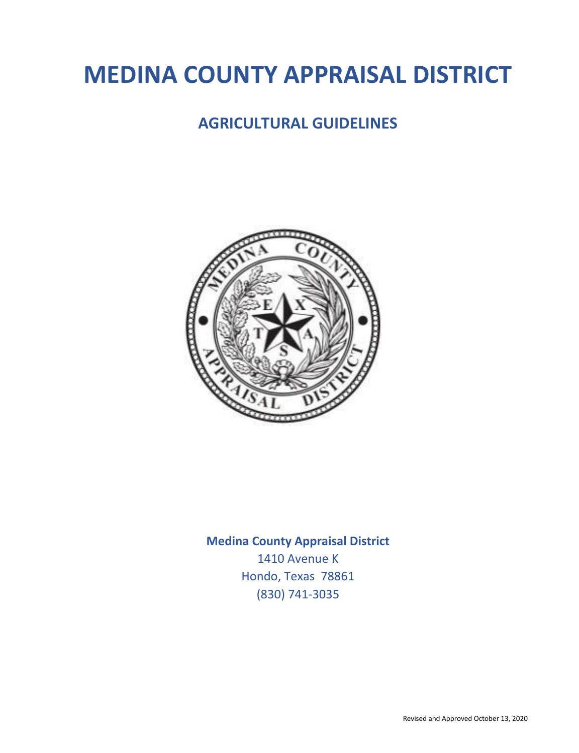# MEDINA COUNTY APPRAISAL DISTRICT

## AGRICULTURAL GUIDELINES

**Medina County Appraisal District**

1410 Avenue K

Hondo, Texas 78861

(830) 741-3035

Revised and Approved October 13, 2020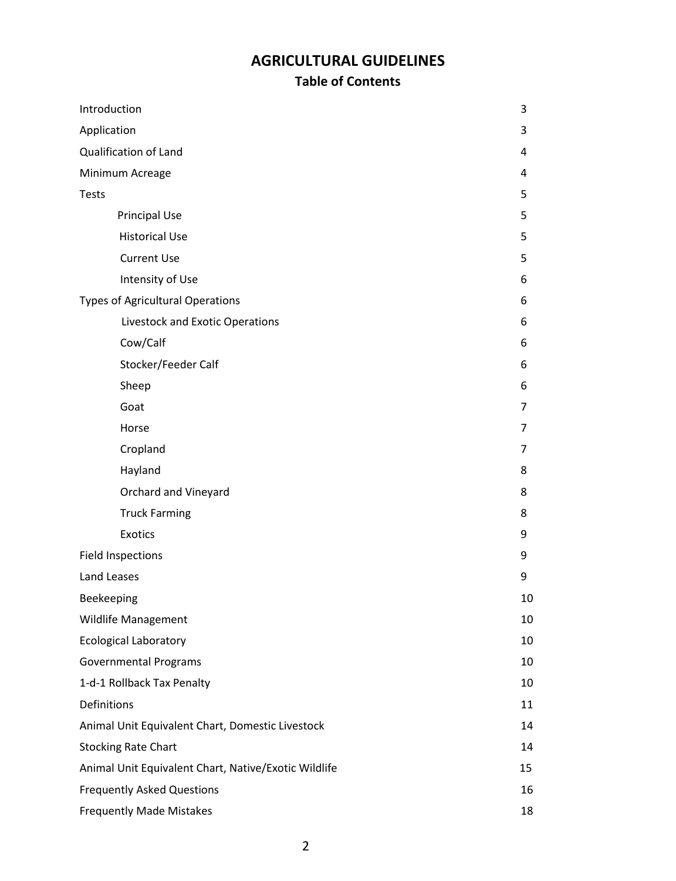# AGRICULTURAL GUIDELINES

## Table of Contents

| | |
|---|---|
| Introduction | 3 |
| Application | 3 |
| Qualification of Land | 4 |
| Minimum Acreage | 4 |
| Tests | 5 |
| Principal Use | 5 |
| Historical Use | 5 |
| Current Use | 5 |
| Intensity of Use | 6 |
| Types of Agricultural Operations | 6 |
| Livestock and Exotic Operations | 6 |
| Cow/Calf | 6 |
| Stocker/Feeder Calf | 6 |
| Sheep | 6 |
| Goat | 7 |
| Horse | 7 |
| Cropland | 7 |
| Hayland | 8 |
| Orchard and Vineyard | 8 |
| Truck Farming | 8 |
| Exotics | 9 |
| Field Inspections | 9 |
| Land Leases | 9 |
| Beekeeping | 10 |
| Wildlife Management | 10 |
| Ecological Laboratory | 10 |
| Governmental Programs | 10 |
| 1-d-1 Rollback Tax Penalty | 10 |
| Definitions | 11 |
| Animal Unit Equivalent Chart, Domestic Livestock | 14 |
| Stocking Rate Chart | 14 |
| Animal Unit Equivalent Chart, Native/Exotic Wildlife | 15 |
| Frequently Asked Questions | 16 |
| Frequently Made Mistakes | 18 |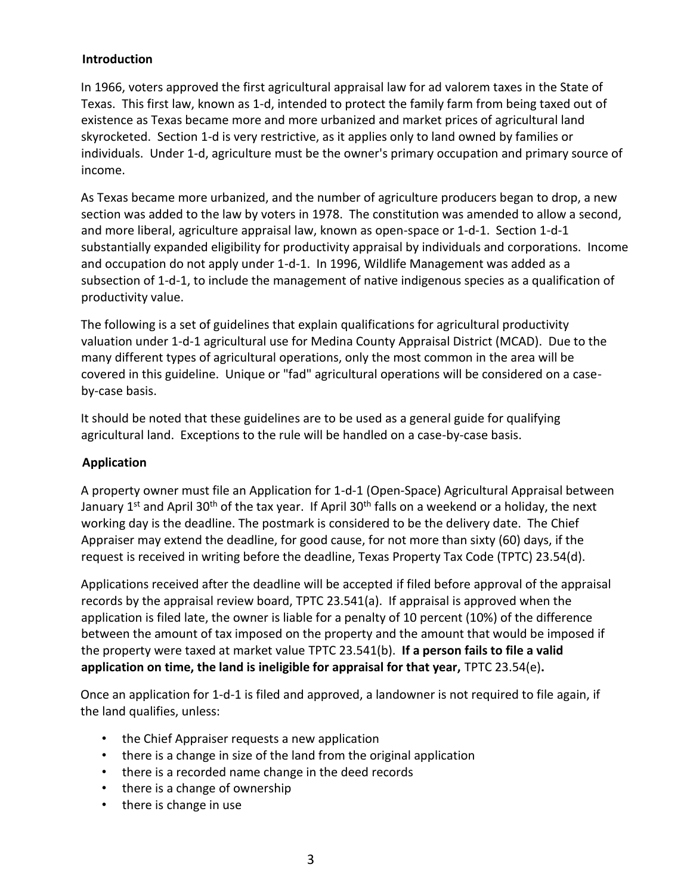## Introduction

In 1966, voters approved the first agricultural appraisal law for ad valorem taxes in the State of Texas. This first law, known as 1-d, intended to protect the family farm from being taxed out of existence as Texas became more and more urbanized and market prices of agricultural land skyrocketed. Section 1-d is very restrictive, as it applies only to land owned by families or individuals. Under 1-d, agriculture must be the owner's primary occupation and primary source of income.

As Texas became more urbanized, and the number of agriculture producers began to drop, a new section was added to the law by voters in 1978. The constitution was amended to allow a second, and more liberal, agriculture appraisal law, known as open-space or 1-d-1. Section 1-d-1 substantially expanded eligibility for productivity appraisal by individuals and corporations. Income and occupation do not apply under 1-d-1. In 1996, Wildlife Management was added as a subsection of 1-d-1, to include the management of native indigenous species as a qualification of productivity value.

The following is a set of guidelines that explain qualifications for agricultural productivity valuation under 1-d-1 agricultural use for Medina County Appraisal District (MCAD). Due to the many different types of agricultural operations, only the most common in the area will be covered in this guideline. Unique or "fad" agricultural operations will be considered on a case-by-case basis.

It should be noted that these guidelines are to be used as a general guide for qualifying agricultural land. Exceptions to the rule will be handled on a case-by-case basis.

## Application

A property owner must file an Application for 1-d-1 (Open-Space) Agricultural Appraisal between January 1st and April 30th of the tax year. If April 30th falls on a weekend or a holiday, the next working day is the deadline. The postmark is considered to be the delivery date. The Chief Appraiser may extend the deadline, for good cause, for not more than sixty (60) days, if the request is received in writing before the deadline, Texas Property Tax Code (TPTC) 23.54(d).

Applications received after the deadline will be accepted if filed before approval of the appraisal records by the appraisal review board, TPTC 23.541(a). If appraisal is approved when the application is filed late, the owner is liable for a penalty of 10 percent (10%) of the difference between the amount of tax imposed on the property and the amount that would be imposed if the property were taxed at market value TPTC 23.541(b). **If a person fails to file a valid application on time, the land is ineligible for appraisal for that year,** TPTC 23.54(e)**.**

Once an application for 1-d-1 is filed and approved, a landowner is not required to file again, if the land qualifies, unless:

- the Chief Appraiser requests a new application
- there is a change in size of the land from the original application
- there is a recorded name change in the deed records
- there is a change of ownership
- there is change in use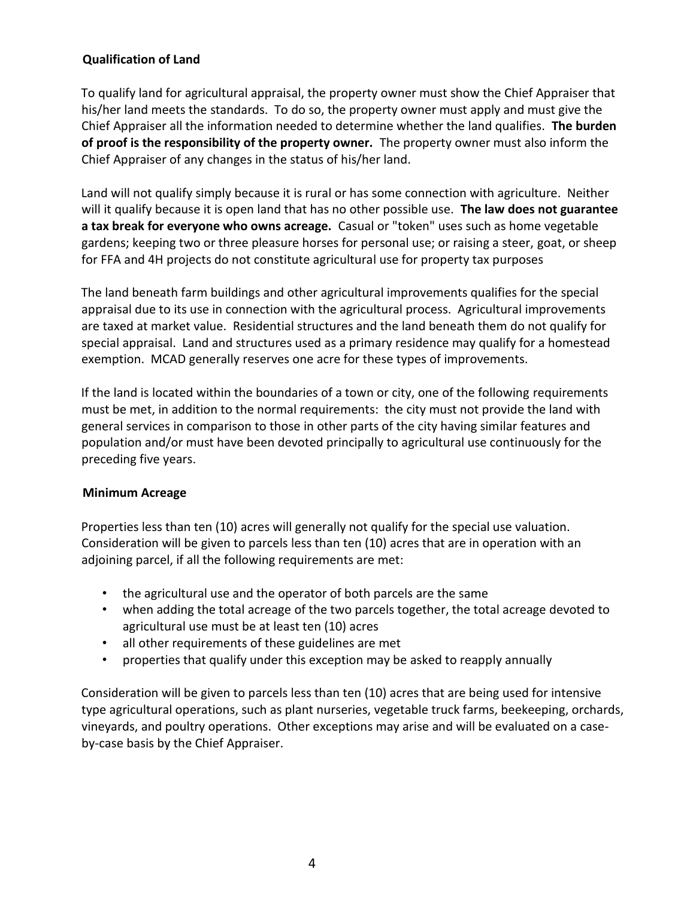### Qualification of Land

To qualify land for agricultural appraisal, the property owner must show the Chief Appraiser that his/her land meets the standards. To do so, the property owner must apply and must give the Chief Appraiser all the information needed to determine whether the land qualifies. **The burden of proof is the responsibility of the property owner.** The property owner must also inform the Chief Appraiser of any changes in the status of his/her land.

Land will not qualify simply because it is rural or has some connection with agriculture. Neither will it qualify because it is open land that has no other possible use. **The law does not guarantee a tax break for everyone who owns acreage.** Casual or "token" uses such as home vegetable gardens; keeping two or three pleasure horses for personal use; or raising a steer, goat, or sheep for FFA and 4H projects do not constitute agricultural use for property tax purposes

The land beneath farm buildings and other agricultural improvements qualifies for the special appraisal due to its use in connection with the agricultural process. Agricultural improvements are taxed at market value. Residential structures and the land beneath them do not qualify for special appraisal. Land and structures used as a primary residence may qualify for a homestead exemption. MCAD generally reserves one acre for these types of improvements.

If the land is located within the boundaries of a town or city, one of the following requirements must be met, in addition to the normal requirements: the city must not provide the land with general services in comparison to those in other parts of the city having similar features and population and/or must have been devoted principally to agricultural use continuously for the preceding five years.

### Minimum Acreage

Properties less than ten (10) acres will generally not qualify for the special use valuation. Consideration will be given to parcels less than ten (10) acres that are in operation with an adjoining parcel, if all the following requirements are met:

- the agricultural use and the operator of both parcels are the same
- when adding the total acreage of the two parcels together, the total acreage devoted to agricultural use must be at least ten (10) acres
- all other requirements of these guidelines are met
- properties that qualify under this exception may be asked to reapply annually

Consideration will be given to parcels less than ten (10) acres that are being used for intensive type agricultural operations, such as plant nurseries, vegetable truck farms, beekeeping, orchards, vineyards, and poultry operations. Other exceptions may arise and will be evaluated on a case-by-case basis by the Chief Appraiser.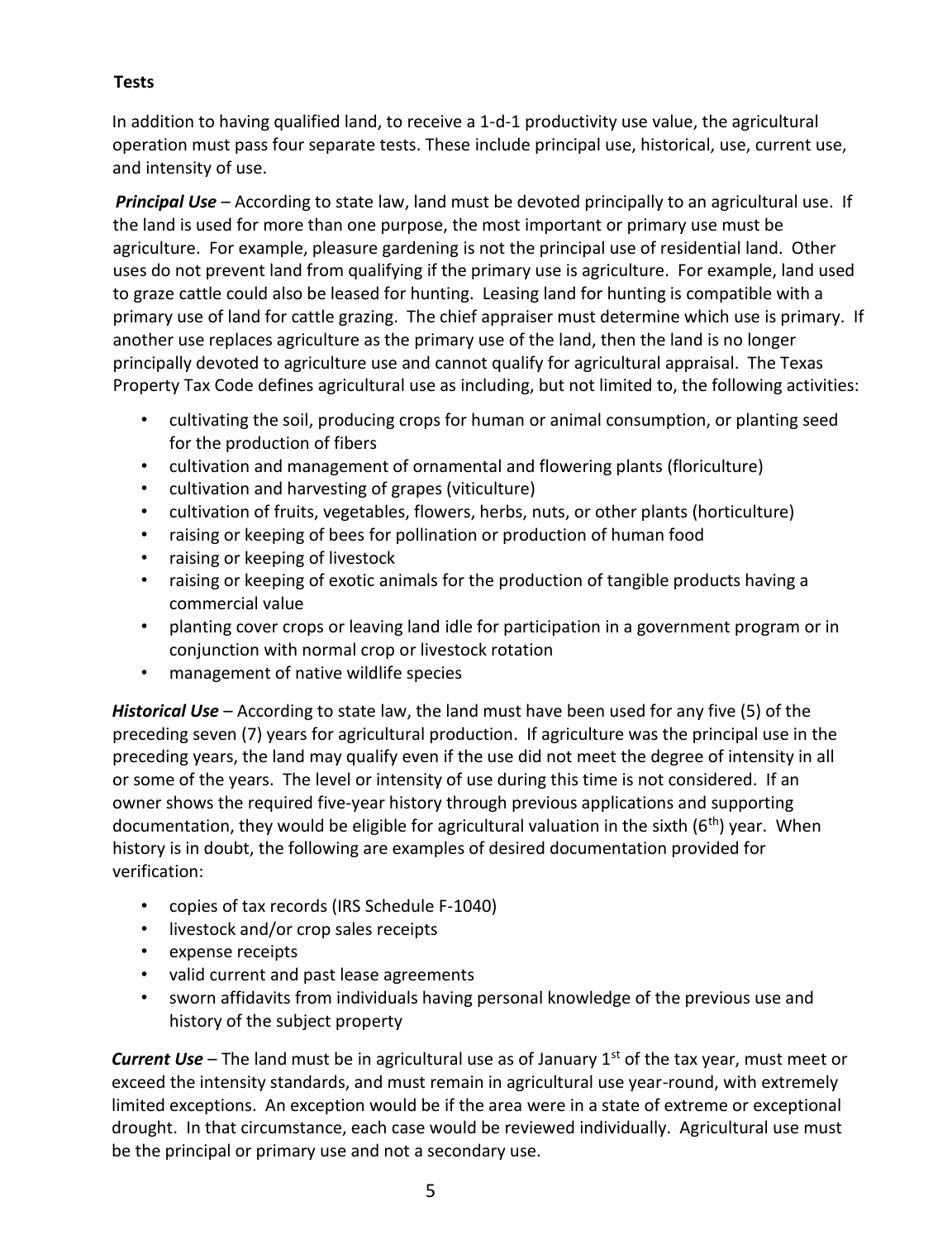**Tests**

In addition to having qualified land, to receive a 1-d-1 productivity use value, the agricultural operation must pass four separate tests. These include principal use, historical, use, current use, and intensity of use.

***Principal Use*** – According to state law, land must be devoted principally to an agricultural use. If the land is used for more than one purpose, the most important or primary use must be agriculture. For example, pleasure gardening is not the principal use of residential land. Other uses do not prevent land from qualifying if the primary use is agriculture. For example, land used to graze cattle could also be leased for hunting. Leasing land for hunting is compatible with a primary use of land for cattle grazing. The chief appraiser must determine which use is primary. If another use replaces agriculture as the primary use of the land, then the land is no longer principally devoted to agriculture use and cannot qualify for agricultural appraisal. The Texas Property Tax Code defines agricultural use as including, but not limited to, the following activities:

- cultivating the soil, producing crops for human or animal consumption, or planting seed for the production of fibers
- cultivation and management of ornamental and flowering plants (floriculture)
- cultivation and harvesting of grapes (viticulture)
- cultivation of fruits, vegetables, flowers, herbs, nuts, or other plants (horticulture)
- raising or keeping of bees for pollination or production of human food
- raising or keeping of livestock
- raising or keeping of exotic animals for the production of tangible products having a commercial value
- planting cover crops or leaving land idle for participation in a government program or in conjunction with normal crop or livestock rotation
- management of native wildlife species

***Historical Use*** – According to state law, the land must have been used for any five (5) of the preceding seven (7) years for agricultural production. If agriculture was the principal use in the preceding years, the land may qualify even if the use did not meet the degree of intensity in all or some of the years. The level or intensity of use during this time is not considered. If an owner shows the required five-year history through previous applications and supporting documentation, they would be eligible for agricultural valuation in the sixth (6th) year. When history is in doubt, the following are examples of desired documentation provided for verification:

- copies of tax records (IRS Schedule F-1040)
- livestock and/or crop sales receipts
- expense receipts
- valid current and past lease agreements
- sworn affidavits from individuals having personal knowledge of the previous use and history of the subject property

***Current Use*** – The land must be in agricultural use as of January 1st of the tax year, must meet or exceed the intensity standards, and must remain in agricultural use year-round, with extremely limited exceptions. An exception would be if the area were in a state of extreme or exceptional drought. In that circumstance, each case would be reviewed individually. Agricultural use must be the principal or primary use and not a secondary use.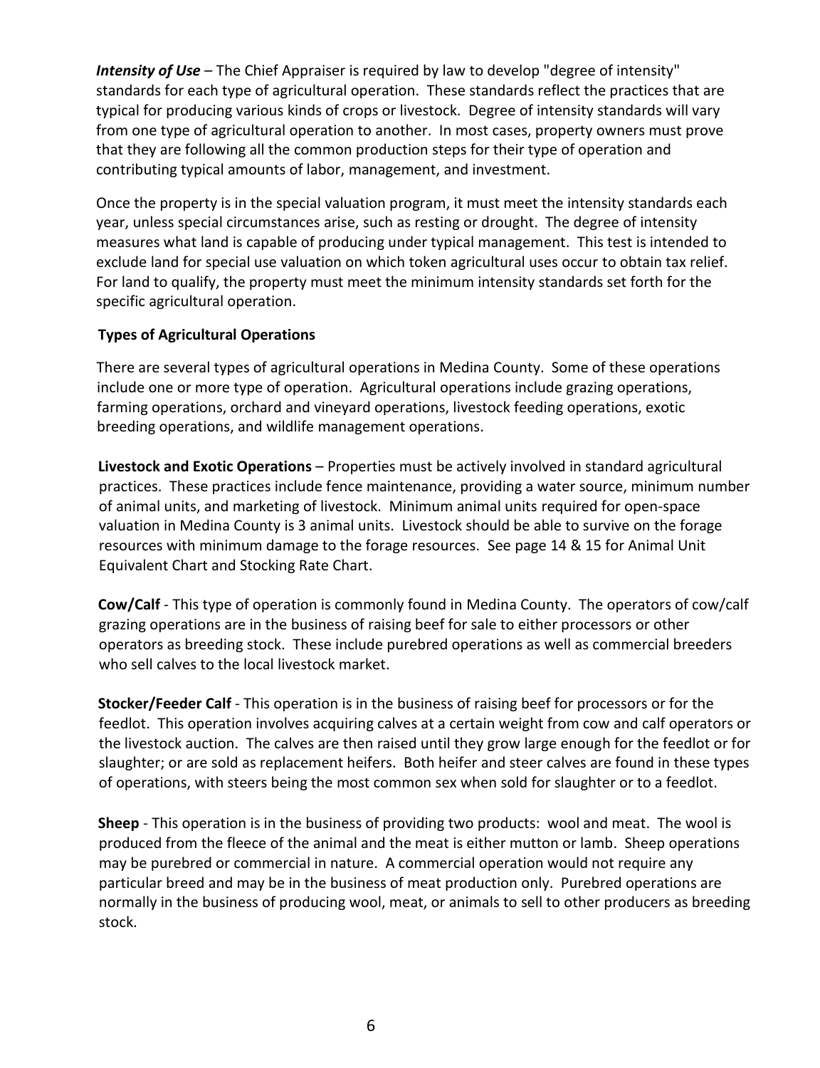***Intensity of Use*** – The Chief Appraiser is required by law to develop "degree of intensity" standards for each type of agricultural operation. These standards reflect the practices that are typical for producing various kinds of crops or livestock. Degree of intensity standards will vary from one type of agricultural operation to another. In most cases, property owners must prove that they are following all the common production steps for their type of operation and contributing typical amounts of labor, management, and investment.

Once the property is in the special valuation program, it must meet the intensity standards each year, unless special circumstances arise, such as resting or drought. The degree of intensity measures what land is capable of producing under typical management. This test is intended to exclude land for special use valuation on which token agricultural uses occur to obtain tax relief. For land to qualify, the property must meet the minimum intensity standards set forth for the specific agricultural operation.

## Types of Agricultural Operations

There are several types of agricultural operations in Medina County. Some of these operations include one or more type of operation. Agricultural operations include grazing operations, farming operations, orchard and vineyard operations, livestock feeding operations, exotic breeding operations, and wildlife management operations.

**Livestock and Exotic Operations** – Properties must be actively involved in standard agricultural practices. These practices include fence maintenance, providing a water source, minimum number of animal units, and marketing of livestock. Minimum animal units required for open-space valuation in Medina County is 3 animal units. Livestock should be able to survive on the forage resources with minimum damage to the forage resources. See page 14 & 15 for Animal Unit Equivalent Chart and Stocking Rate Chart.

**Cow/Calf** - This type of operation is commonly found in Medina County. The operators of cow/calf grazing operations are in the business of raising beef for sale to either processors or other operators as breeding stock. These include purebred operations as well as commercial breeders who sell calves to the local livestock market.

**Stocker/Feeder Calf** - This operation is in the business of raising beef for processors or for the feedlot. This operation involves acquiring calves at a certain weight from cow and calf operators or the livestock auction. The calves are then raised until they grow large enough for the feedlot or for slaughter; or are sold as replacement heifers. Both heifer and steer calves are found in these types of operations, with steers being the most common sex when sold for slaughter or to a feedlot.

**Sheep** - This operation is in the business of providing two products: wool and meat. The wool is produced from the fleece of the animal and the meat is either mutton or lamb. Sheep operations may be purebred or commercial in nature. A commercial operation would not require any particular breed and may be in the business of meat production only. Purebred operations are normally in the business of producing wool, meat, or animals to sell to other producers as breeding stock.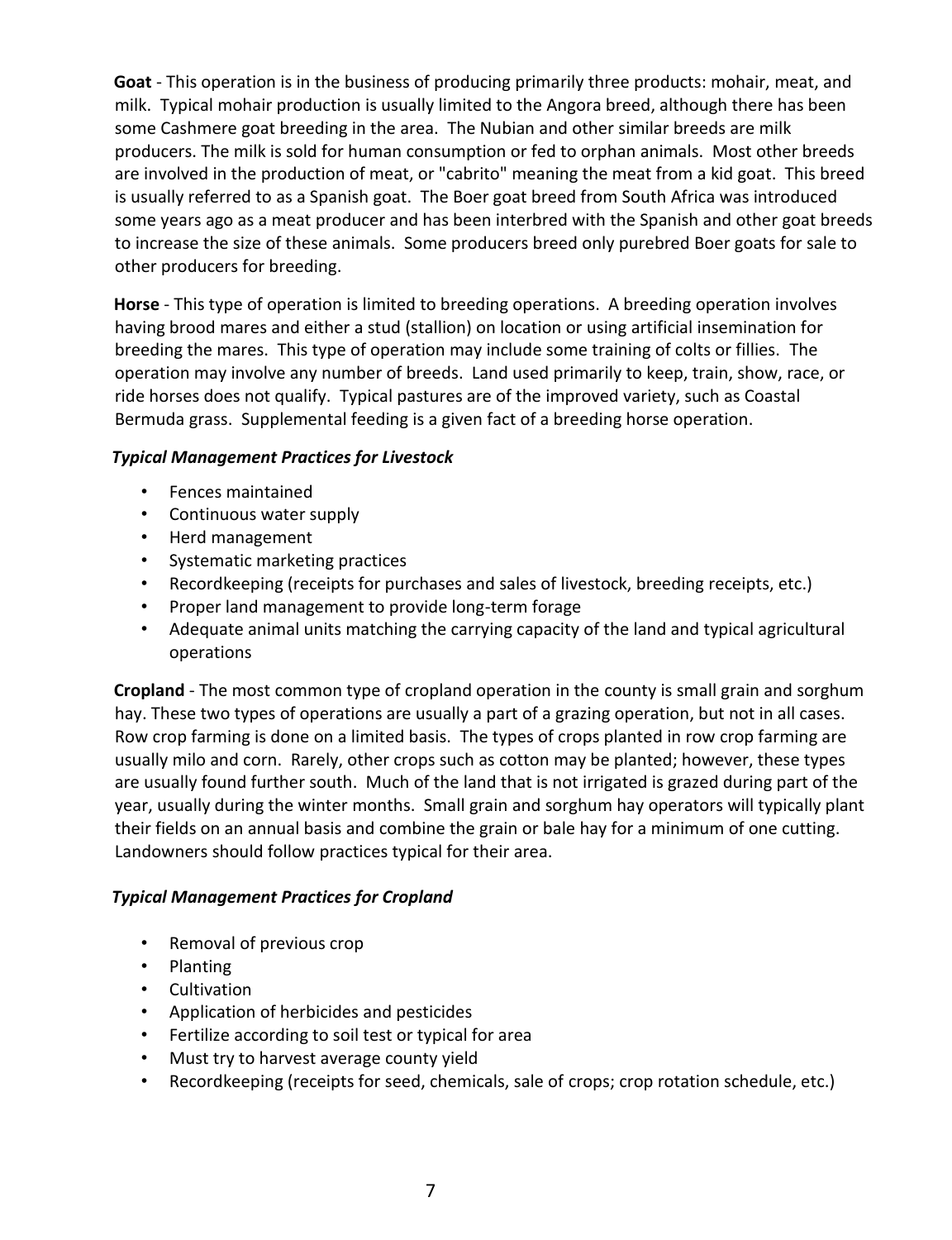**Goat** - This operation is in the business of producing primarily three products: mohair, meat, and milk. Typical mohair production is usually limited to the Angora breed, although there has been some Cashmere goat breeding in the area. The Nubian and other similar breeds are milk producers. The milk is sold for human consumption or fed to orphan animals. Most other breeds are involved in the production of meat, or "cabrito" meaning the meat from a kid goat. This breed is usually referred to as a Spanish goat. The Boer goat breed from South Africa was introduced some years ago as a meat producer and has been interbred with the Spanish and other goat breeds to increase the size of these animals. Some producers breed only purebred Boer goats for sale to other producers for breeding.

**Horse** - This type of operation is limited to breeding operations. A breeding operation involves having brood mares and either a stud (stallion) on location or using artificial insemination for breeding the mares. This type of operation may include some training of colts or fillies. The operation may involve any number of breeds. Land used primarily to keep, train, show, race, or ride horses does not qualify. Typical pastures are of the improved variety, such as Coastal Bermuda grass. Supplemental feeding is a given fact of a breeding horse operation.

***Typical Management Practices for Livestock***

- Fences maintained
- Continuous water supply
- Herd management
- Systematic marketing practices
- Recordkeeping (receipts for purchases and sales of livestock, breeding receipts, etc.)
- Proper land management to provide long-term forage
- Adequate animal units matching the carrying capacity of the land and typical agricultural operations

**Cropland** - The most common type of cropland operation in the county is small grain and sorghum hay. These two types of operations are usually a part of a grazing operation, but not in all cases. Row crop farming is done on a limited basis. The types of crops planted in row crop farming are usually milo and corn. Rarely, other crops such as cotton may be planted; however, these types are usually found further south. Much of the land that is not irrigated is grazed during part of the year, usually during the winter months. Small grain and sorghum hay operators will typically plant their fields on an annual basis and combine the grain or bale hay for a minimum of one cutting. Landowners should follow practices typical for their area.

***Typical Management Practices for Cropland***

- Removal of previous crop
- Planting
- Cultivation
- Application of herbicides and pesticides
- Fertilize according to soil test or typical for area
- Must try to harvest average county yield
- Recordkeeping (receipts for seed, chemicals, sale of crops; crop rotation schedule, etc.)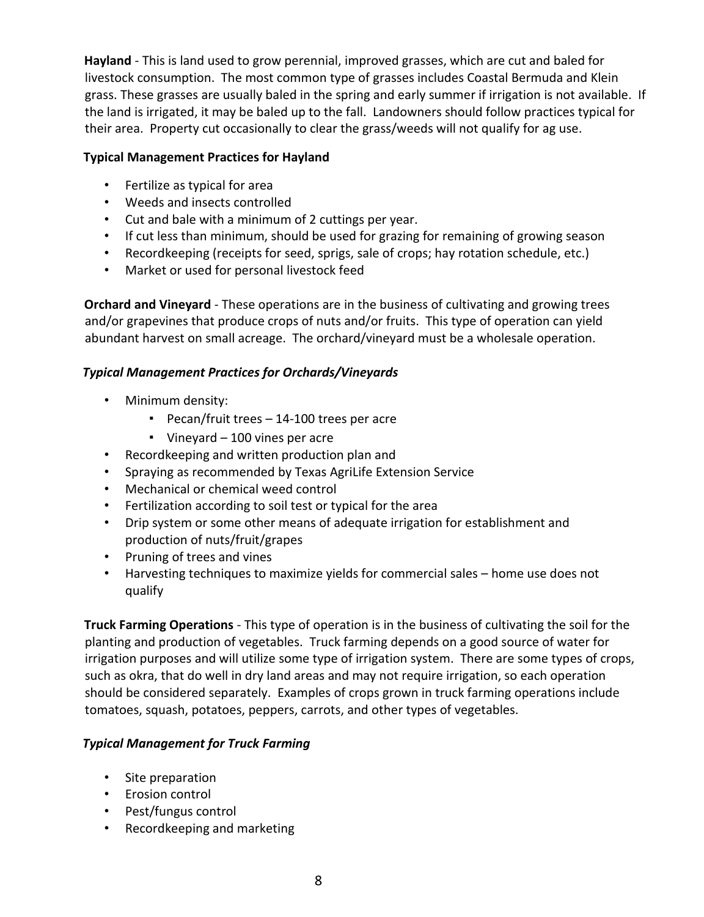**Hayland** - This is land used to grow perennial, improved grasses, which are cut and baled for livestock consumption. The most common type of grasses includes Coastal Bermuda and Klein grass. These grasses are usually baled in the spring and early summer if irrigation is not available. If the land is irrigated, it may be baled up to the fall. Landowners should follow practices typical for their area. Property cut occasionally to clear the grass/weeds will not qualify for ag use.

**Typical Management Practices for Hayland**

- Fertilize as typical for area
- Weeds and insects controlled
- Cut and bale with a minimum of 2 cuttings per year.
- If cut less than minimum, should be used for grazing for remaining of growing season
- Recordkeeping (receipts for seed, sprigs, sale of crops; hay rotation schedule, etc.)
- Market or used for personal livestock feed

**Orchard and Vineyard** - These operations are in the business of cultivating and growing trees and/or grapevines that produce crops of nuts and/or fruits. This type of operation can yield abundant harvest on small acreage. The orchard/vineyard must be a wholesale operation.

***Typical Management Practices for Orchards/Vineyards***

- Minimum density:
  - Pecan/fruit trees – 14-100 trees per acre
  - Vineyard – 100 vines per acre
- Recordkeeping and written production plan and
- Spraying as recommended by Texas AgriLife Extension Service
- Mechanical or chemical weed control
- Fertilization according to soil test or typical for the area
- Drip system or some other means of adequate irrigation for establishment and production of nuts/fruit/grapes
- Pruning of trees and vines
- Harvesting techniques to maximize yields for commercial sales – home use does not qualify

**Truck Farming Operations** - This type of operation is in the business of cultivating the soil for the planting and production of vegetables. Truck farming depends on a good source of water for irrigation purposes and will utilize some type of irrigation system. There are some types of crops, such as okra, that do well in dry land areas and may not require irrigation, so each operation should be considered separately. Examples of crops grown in truck farming operations include tomatoes, squash, potatoes, peppers, carrots, and other types of vegetables.

***Typical Management for Truck Farming***

- Site preparation
- Erosion control
- Pest/fungus control
- Recordkeeping and marketing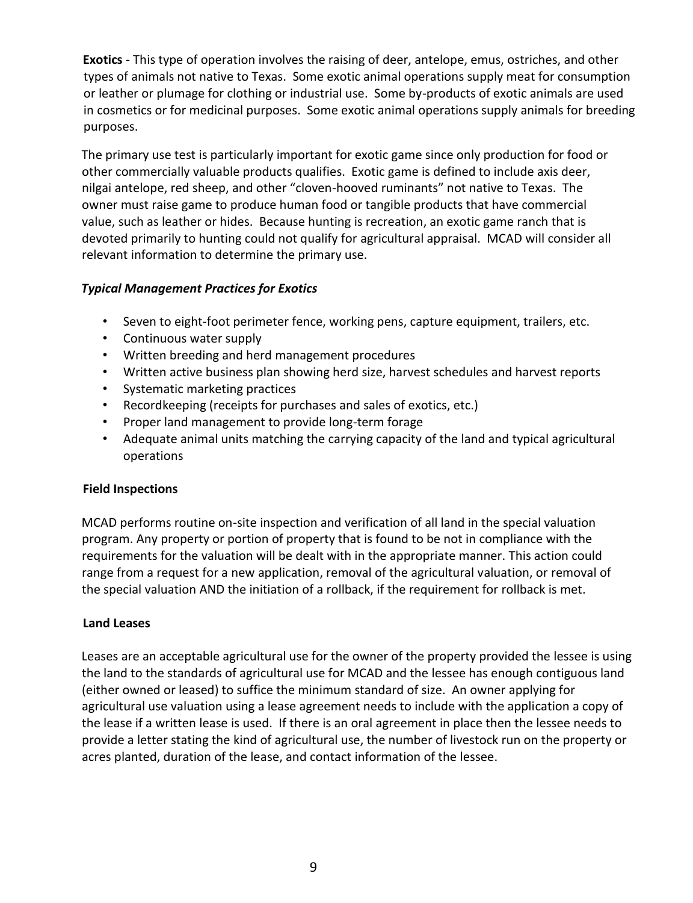**Exotics** - This type of operation involves the raising of deer, antelope, emus, ostriches, and other types of animals not native to Texas. Some exotic animal operations supply meat for consumption or leather or plumage for clothing or industrial use. Some by-products of exotic animals are used in cosmetics or for medicinal purposes. Some exotic animal operations supply animals for breeding purposes.

The primary use test is particularly important for exotic game since only production for food or other commercially valuable products qualifies. Exotic game is defined to include axis deer, nilgai antelope, red sheep, and other "cloven-hooved ruminants" not native to Texas. The owner must raise game to produce human food or tangible products that have commercial value, such as leather or hides. Because hunting is recreation, an exotic game ranch that is devoted primarily to hunting could not qualify for agricultural appraisal. MCAD will consider all relevant information to determine the primary use.

### *Typical Management Practices for Exotics*

- Seven to eight-foot perimeter fence, working pens, capture equipment, trailers, etc.
- Continuous water supply
- Written breeding and herd management procedures
- Written active business plan showing herd size, harvest schedules and harvest reports
- Systematic marketing practices
- Recordkeeping (receipts for purchases and sales of exotics, etc.)
- Proper land management to provide long-term forage
- Adequate animal units matching the carrying capacity of the land and typical agricultural operations

## Field Inspections

MCAD performs routine on-site inspection and verification of all land in the special valuation program. Any property or portion of property that is found to be not in compliance with the requirements for the valuation will be dealt with in the appropriate manner. This action could range from a request for a new application, removal of the agricultural valuation, or removal of the special valuation AND the initiation of a rollback, if the requirement for rollback is met.

## Land Leases

Leases are an acceptable agricultural use for the owner of the property provided the lessee is using the land to the standards of agricultural use for MCAD and the lessee has enough contiguous land (either owned or leased) to suffice the minimum standard of size. An owner applying for agricultural use valuation using a lease agreement needs to include with the application a copy of the lease if a written lease is used. If there is an oral agreement in place then the lessee needs to provide a letter stating the kind of agricultural use, the number of livestock run on the property or acres planted, duration of the lease, and contact information of the lessee.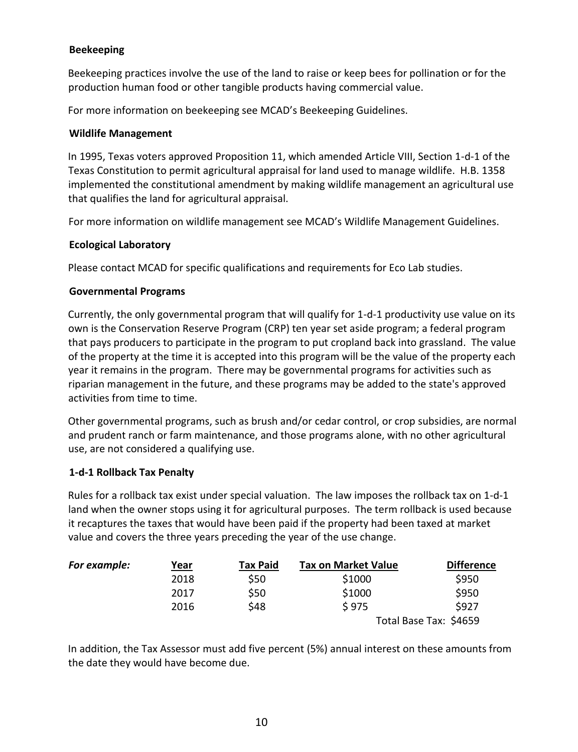### Beekeeping

Beekeeping practices involve the use of the land to raise or keep bees for pollination or for the production human food or other tangible products having commercial value.

For more information on beekeeping see MCAD's Beekeeping Guidelines.

### Wildlife Management

In 1995, Texas voters approved Proposition 11, which amended Article VIII, Section 1-d-1 of the Texas Constitution to permit agricultural appraisal for land used to manage wildlife. H.B. 1358 implemented the constitutional amendment by making wildlife management an agricultural use that qualifies the land for agricultural appraisal.

For more information on wildlife management see MCAD's Wildlife Management Guidelines.

### Ecological Laboratory

Please contact MCAD for specific qualifications and requirements for Eco Lab studies.

### Governmental Programs

Currently, the only governmental program that will qualify for 1-d-1 productivity use value on its own is the Conservation Reserve Program (CRP) ten year set aside program; a federal program that pays producers to participate in the program to put cropland back into grassland. The value of the property at the time it is accepted into this program will be the value of the property each year it remains in the program. There may be governmental programs for activities such as riparian management in the future, and these programs may be added to the state's approved activities from time to time.

Other governmental programs, such as brush and/or cedar control, or crop subsidies, are normal and prudent ranch or farm maintenance, and those programs alone, with no other agricultural use, are not considered a qualifying use.

### 1-d-1 Rollback Tax Penalty

Rules for a rollback tax exist under special valuation. The law imposes the rollback tax on 1-d-1 land when the owner stops using it for agricultural purposes. The term rollback is used because it recaptures the taxes that would have been paid if the property had been taxed at market value and covers the three years preceding the year of the use change.

***For example:***

| Year | Tax Paid | Tax on Market Value | Difference |
|---|---|---|---|
| 2018 | $50 | $1000 | $950 |
| 2017 | $50 | $1000 | $950 |
| 2016 | $48 | $ 975 | $927 |
| | | Total Base Tax: | $4659 |

In addition, the Tax Assessor must add five percent (5%) annual interest on these amounts from the date they would have become due.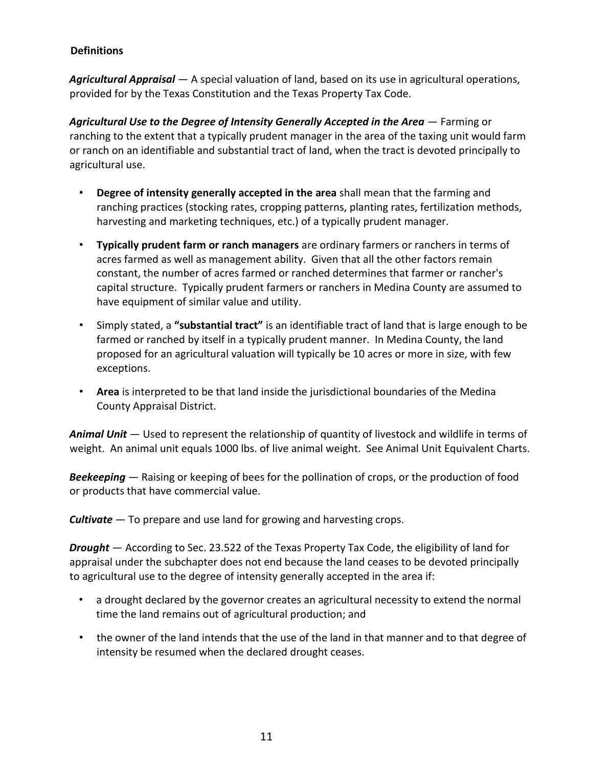**Definitions**

***Agricultural Appraisal*** — A special valuation of land, based on its use in agricultural operations, provided for by the Texas Constitution and the Texas Property Tax Code.

***Agricultural Use to the Degree of Intensity Generally Accepted in the Area*** — Farming or ranching to the extent that a typically prudent manager in the area of the taxing unit would farm or ranch on an identifiable and substantial tract of land, when the tract is devoted principally to agricultural use.

- **Degree of intensity generally accepted in the area** shall mean that the farming and ranching practices (stocking rates, cropping patterns, planting rates, fertilization methods, harvesting and marketing techniques, etc.) of a typically prudent manager.
- **Typically prudent farm or ranch managers** are ordinary farmers or ranchers in terms of acres farmed as well as management ability. Given that all the other factors remain constant, the number of acres farmed or ranched determines that farmer or rancher's capital structure. Typically prudent farmers or ranchers in Medina County are assumed to have equipment of similar value and utility.
- Simply stated, a **"substantial tract"** is an identifiable tract of land that is large enough to be farmed or ranched by itself in a typically prudent manner. In Medina County, the land proposed for an agricultural valuation will typically be 10 acres or more in size, with few exceptions.
- **Area** is interpreted to be that land inside the jurisdictional boundaries of the Medina County Appraisal District.

***Animal Unit*** — Used to represent the relationship of quantity of livestock and wildlife in terms of weight. An animal unit equals 1000 lbs. of live animal weight. See Animal Unit Equivalent Charts.

***Beekeeping*** — Raising or keeping of bees for the pollination of crops, or the production of food or products that have commercial value.

***Cultivate*** — To prepare and use land for growing and harvesting crops.

***Drought*** — According to Sec. 23.522 of the Texas Property Tax Code, the eligibility of land for appraisal under the subchapter does not end because the land ceases to be devoted principally to agricultural use to the degree of intensity generally accepted in the area if:

- a drought declared by the governor creates an agricultural necessity to extend the normal time the land remains out of agricultural production; and
- the owner of the land intends that the use of the land in that manner and to that degree of intensity be resumed when the declared drought ceases.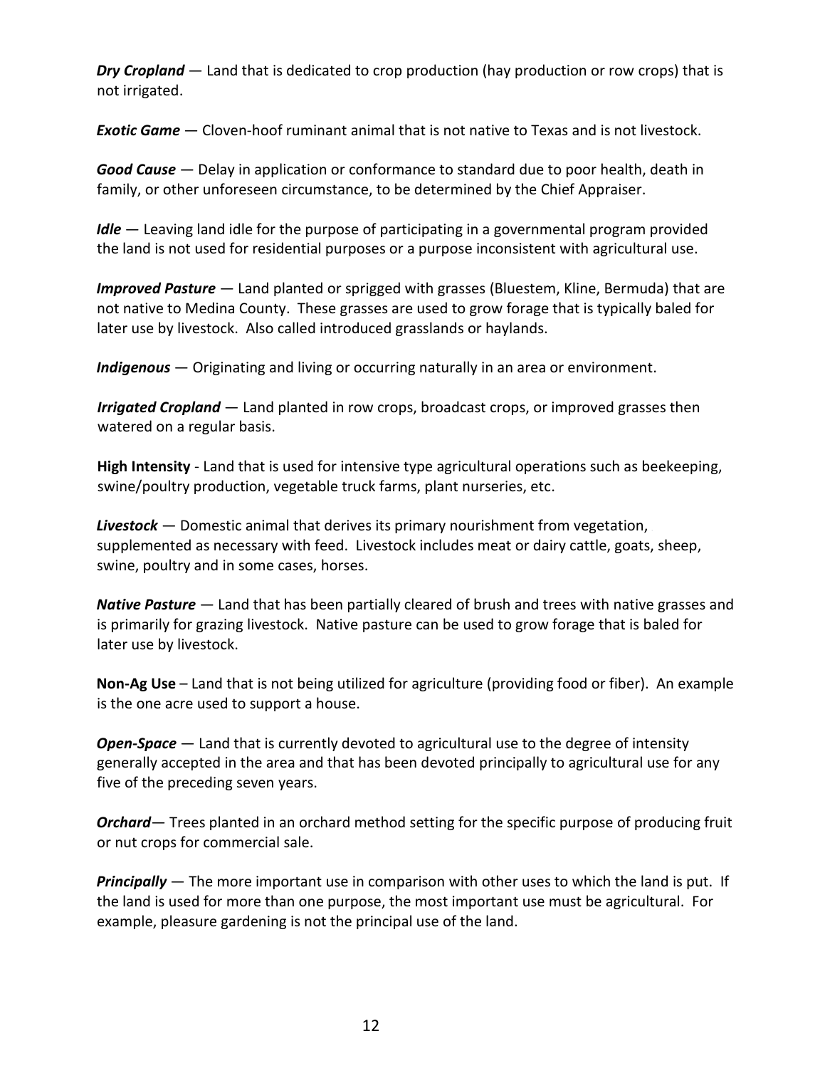***Dry Cropland*** — Land that is dedicated to crop production (hay production or row crops) that is not irrigated.

***Exotic Game*** — Cloven-hoof ruminant animal that is not native to Texas and is not livestock.

***Good Cause*** — Delay in application or conformance to standard due to poor health, death in family, or other unforeseen circumstance, to be determined by the Chief Appraiser.

***Idle*** — Leaving land idle for the purpose of participating in a governmental program provided the land is not used for residential purposes or a purpose inconsistent with agricultural use.

***Improved Pasture*** — Land planted or sprigged with grasses (Bluestem, Kline, Bermuda) that are not native to Medina County. These grasses are used to grow forage that is typically baled for later use by livestock. Also called introduced grasslands or haylands.

***Indigenous*** — Originating and living or occurring naturally in an area or environment.

***Irrigated Cropland*** — Land planted in row crops, broadcast crops, or improved grasses then watered on a regular basis.

**High Intensity** - Land that is used for intensive type agricultural operations such as beekeeping, swine/poultry production, vegetable truck farms, plant nurseries, etc.

***Livestock*** — Domestic animal that derives its primary nourishment from vegetation, supplemented as necessary with feed. Livestock includes meat or dairy cattle, goats, sheep, swine, poultry and in some cases, horses.

***Native Pasture*** — Land that has been partially cleared of brush and trees with native grasses and is primarily for grazing livestock. Native pasture can be used to grow forage that is baled for later use by livestock.

**Non-Ag Use** – Land that is not being utilized for agriculture (providing food or fiber). An example is the one acre used to support a house.

***Open-Space*** — Land that is currently devoted to agricultural use to the degree of intensity generally accepted in the area and that has been devoted principally to agricultural use for any five of the preceding seven years.

***Orchard***— Trees planted in an orchard method setting for the specific purpose of producing fruit or nut crops for commercial sale.

***Principally*** — The more important use in comparison with other uses to which the land is put. If the land is used for more than one purpose, the most important use must be agricultural. For example, pleasure gardening is not the principal use of the land.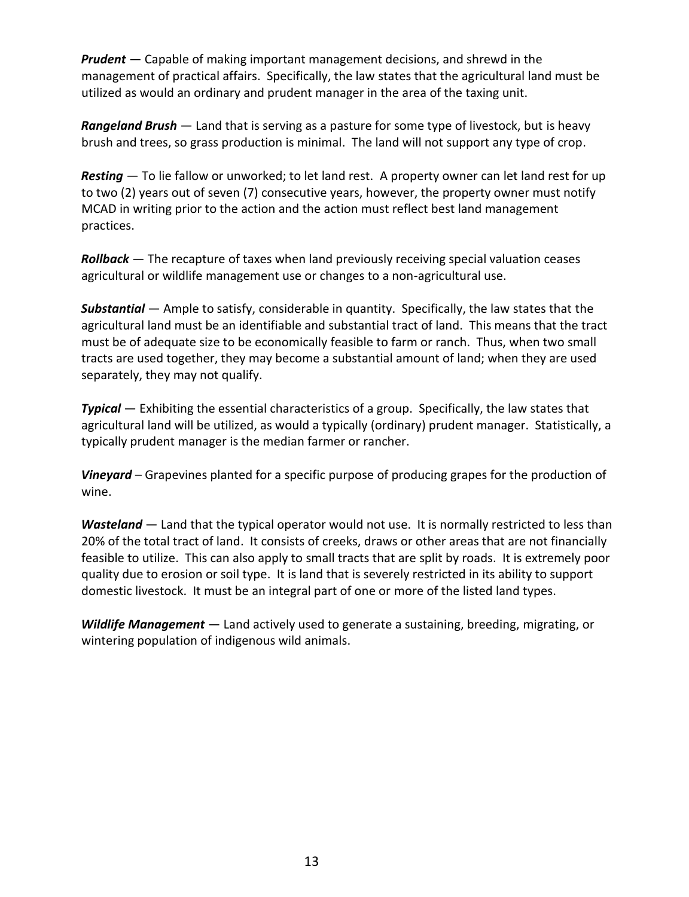***Prudent*** — Capable of making important management decisions, and shrewd in the management of practical affairs. Specifically, the law states that the agricultural land must be utilized as would an ordinary and prudent manager in the area of the taxing unit.

***Rangeland Brush*** — Land that is serving as a pasture for some type of livestock, but is heavy brush and trees, so grass production is minimal. The land will not support any type of crop.

***Resting*** — To lie fallow or unworked; to let land rest. A property owner can let land rest for up to two (2) years out of seven (7) consecutive years, however, the property owner must notify MCAD in writing prior to the action and the action must reflect best land management practices.

***Rollback*** — The recapture of taxes when land previously receiving special valuation ceases agricultural or wildlife management use or changes to a non-agricultural use.

***Substantial*** — Ample to satisfy, considerable in quantity. Specifically, the law states that the agricultural land must be an identifiable and substantial tract of land. This means that the tract must be of adequate size to be economically feasible to farm or ranch. Thus, when two small tracts are used together, they may become a substantial amount of land; when they are used separately, they may not qualify.

***Typical*** — Exhibiting the essential characteristics of a group. Specifically, the law states that agricultural land will be utilized, as would a typically (ordinary) prudent manager. Statistically, a typically prudent manager is the median farmer or rancher.

***Vineyard*** – Grapevines planted for a specific purpose of producing grapes for the production of wine.

***Wasteland*** — Land that the typical operator would not use. It is normally restricted to less than 20% of the total tract of land. It consists of creeks, draws or other areas that are not financially feasible to utilize. This can also apply to small tracts that are split by roads. It is extremely poor quality due to erosion or soil type. It is land that is severely restricted in its ability to support domestic livestock. It must be an integral part of one or more of the listed land types.

***Wildlife Management*** — Land actively used to generate a sustaining, breeding, migrating, or wintering population of indigenous wild animals.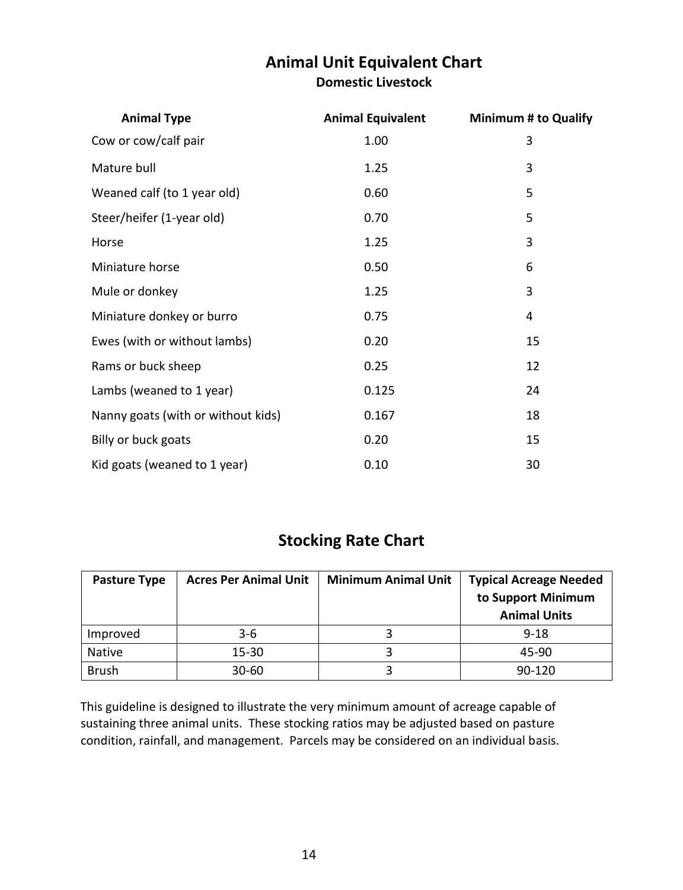## Animal Unit Equivalent Chart

### Domestic Livestock

| Animal Type | Animal Equivalent | Minimum # to Qualify |
|---|---|---|
| Cow or cow/calf pair | 1.00 | 3 |
| Mature bull | 1.25 | 3 |
| Weaned calf (to 1 year old) | 0.60 | 5 |
| Steer/heifer (1-year old) | 0.70 | 5 |
| Horse | 1.25 | 3 |
| Miniature horse | 0.50 | 6 |
| Mule or donkey | 1.25 | 3 |
| Miniature donkey or burro | 0.75 | 4 |
| Ewes (with or without lambs) | 0.20 | 15 |
| Rams or buck sheep | 0.25 | 12 |
| Lambs (weaned to 1 year) | 0.125 | 24 |
| Nanny goats (with or without kids) | 0.167 | 18 |
| Billy or buck goats | 0.20 | 15 |
| Kid goats (weaned to 1 year) | 0.10 | 30 |

## Stocking Rate Chart

| Pasture Type | Acres Per Animal Unit | Minimum Animal Unit | Typical Acreage Needed to Support Minimum Animal Units |
|---|---|---|---|
| Improved | 3-6 | 3 | 9-18 |
| Native | 15-30 | 3 | 45-90 |
| Brush | 30-60 | 3 | 90-120 |

This guideline is designed to illustrate the very minimum amount of acreage capable of sustaining three animal units. These stocking ratios may be adjusted based on pasture condition, rainfall, and management. Parcels may be considered on an individual basis.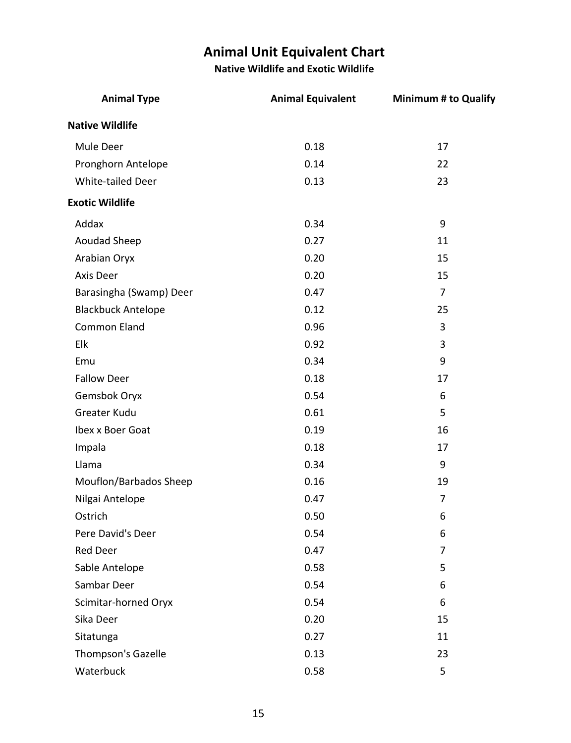# Animal Unit Equivalent Chart

## Native Wildlife and Exotic Wildlife

| Animal Type | Animal Equivalent | Minimum # to Qualify |
|---|---|---|
| **Native Wildlife** | | |
| Mule Deer | 0.18 | 17 |
| Pronghorn Antelope | 0.14 | 22 |
| White-tailed Deer | 0.13 | 23 |
| **Exotic Wildlife** | | |
| Addax | 0.34 | 9 |
| Aoudad Sheep | 0.27 | 11 |
| Arabian Oryx | 0.20 | 15 |
| Axis Deer | 0.20 | 15 |
| Barasingha (Swamp) Deer | 0.47 | 7 |
| Blackbuck Antelope | 0.12 | 25 |
| Common Eland | 0.96 | 3 |
| Elk | 0.92 | 3 |
| Emu | 0.34 | 9 |
| Fallow Deer | 0.18 | 17 |
| Gemsbok Oryx | 0.54 | 6 |
| Greater Kudu | 0.61 | 5 |
| Ibex x Boer Goat | 0.19 | 16 |
| Impala | 0.18 | 17 |
| Llama | 0.34 | 9 |
| Mouflon/Barbados Sheep | 0.16 | 19 |
| Nilgai Antelope | 0.47 | 7 |
| Ostrich | 0.50 | 6 |
| Pere David's Deer | 0.54 | 6 |
| Red Deer | 0.47 | 7 |
| Sable Antelope | 0.58 | 5 |
| Sambar Deer | 0.54 | 6 |
| Scimitar-horned Oryx | 0.54 | 6 |
| Sika Deer | 0.20 | 15 |
| Sitatunga | 0.27 | 11 |
| Thompson's Gazelle | 0.13 | 23 |
| Waterbuck | 0.58 | 5 |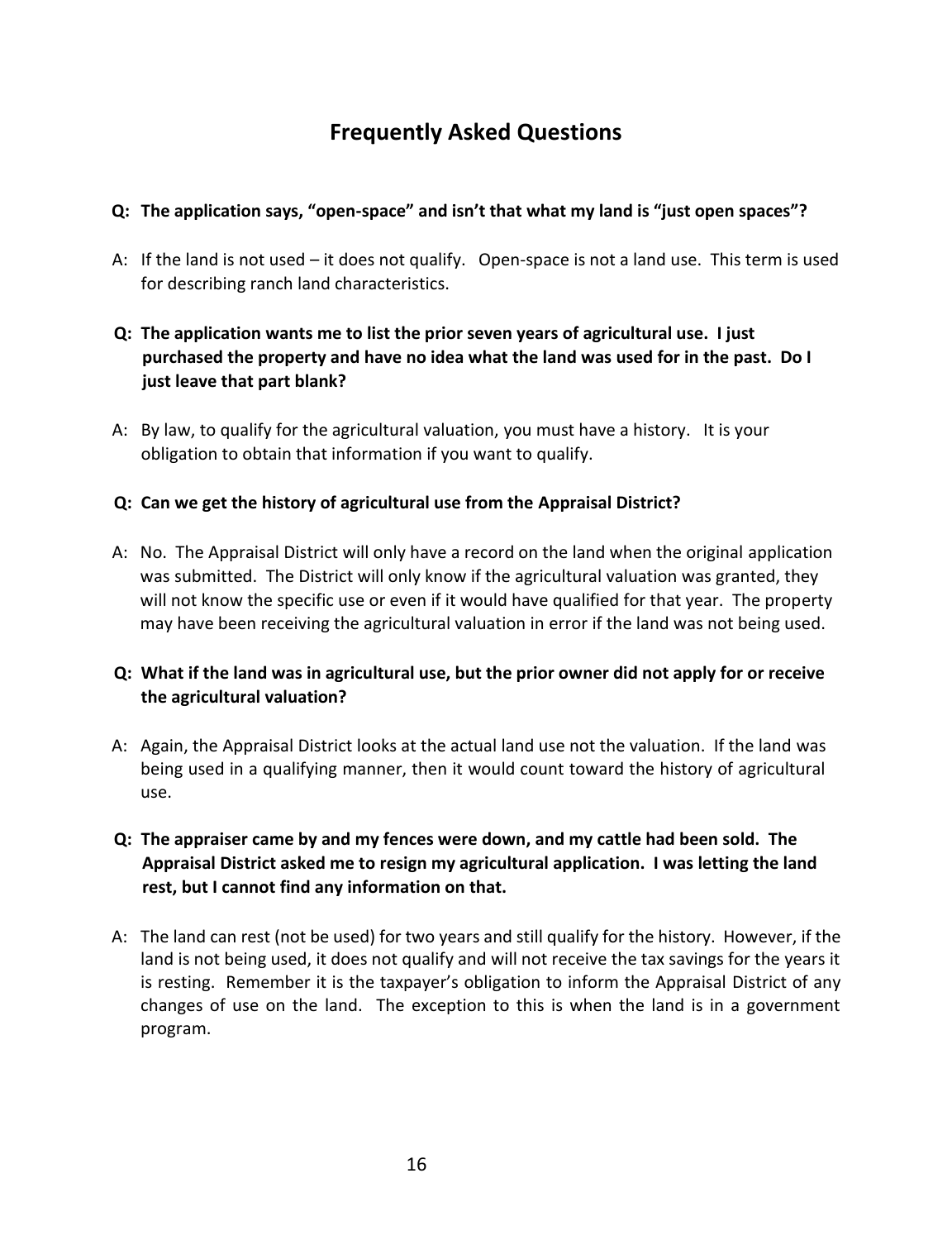# Frequently Asked Questions

**Q: The application says, "open-space" and isn't that what my land is "just open spaces"?**

A: If the land is not used – it does not qualify. Open-space is not a land use. This term is used for describing ranch land characteristics.

**Q: The application wants me to list the prior seven years of agricultural use. I just purchased the property and have no idea what the land was used for in the past. Do I just leave that part blank?**

A: By law, to qualify for the agricultural valuation, you must have a history. It is your obligation to obtain that information if you want to qualify.

**Q: Can we get the history of agricultural use from the Appraisal District?**

A: No. The Appraisal District will only have a record on the land when the original application was submitted. The District will only know if the agricultural valuation was granted, they will not know the specific use or even if it would have qualified for that year. The property may have been receiving the agricultural valuation in error if the land was not being used.

**Q: What if the land was in agricultural use, but the prior owner did not apply for or receive the agricultural valuation?**

A: Again, the Appraisal District looks at the actual land use not the valuation. If the land was being used in a qualifying manner, then it would count toward the history of agricultural use.

**Q: The appraiser came by and my fences were down, and my cattle had been sold. The Appraisal District asked me to resign my agricultural application. I was letting the land rest, but I cannot find any information on that.**

A: The land can rest (not be used) for two years and still qualify for the history. However, if the land is not being used, it does not qualify and will not receive the tax savings for the years it is resting. Remember it is the taxpayer's obligation to inform the Appraisal District of any changes of use on the land. The exception to this is when the land is in a government program.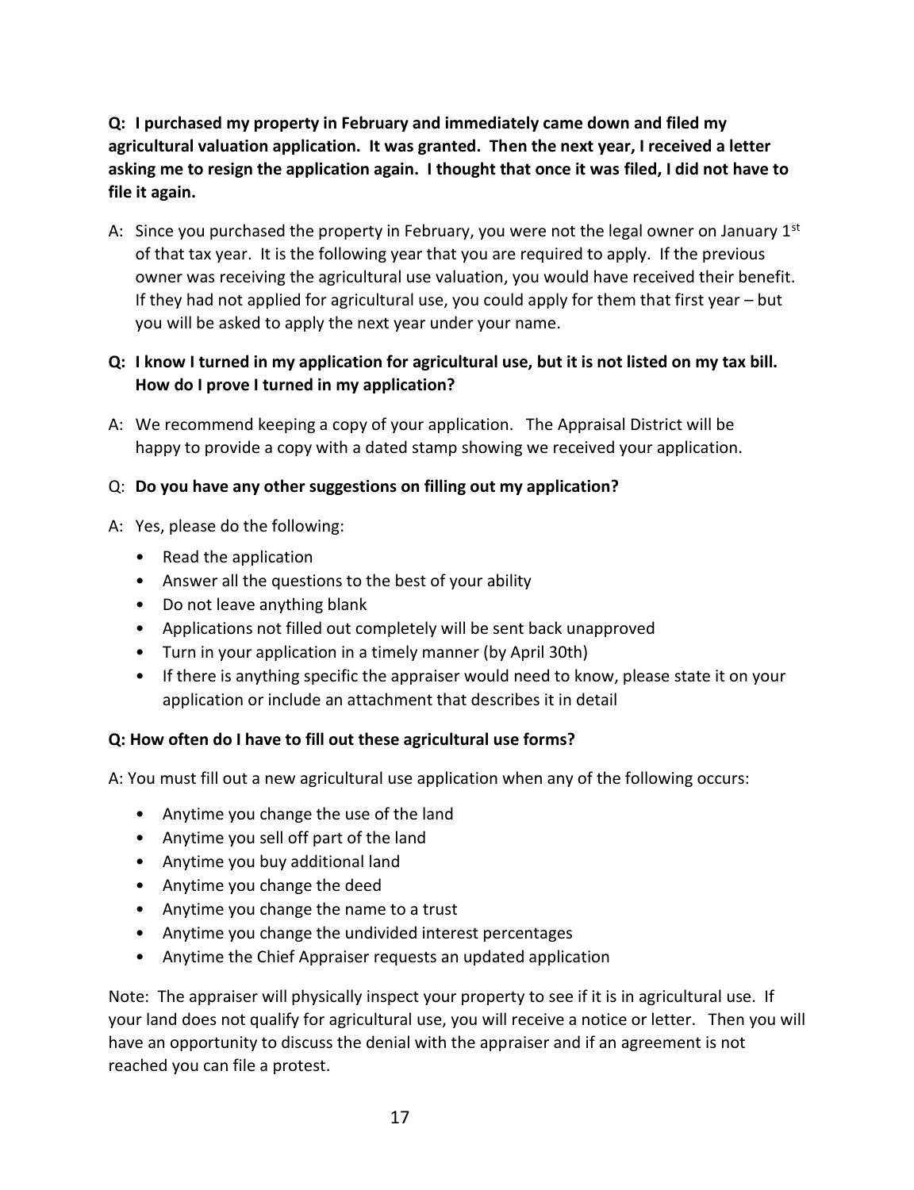**Q: I purchased my property in February and immediately came down and filed my agricultural valuation application. It was granted. Then the next year, I received a letter asking me to resign the application again. I thought that once it was filed, I did not have to file it again.**

A: Since you purchased the property in February, you were not the legal owner on January 1st of that tax year. It is the following year that you are required to apply. If the previous owner was receiving the agricultural use valuation, you would have received their benefit. If they had not applied for agricultural use, you could apply for them that first year – but you will be asked to apply the next year under your name.

**Q: I know I turned in my application for agricultural use, but it is not listed on my tax bill. How do I prove I turned in my application?**

A: We recommend keeping a copy of your application. The Appraisal District will be happy to provide a copy with a dated stamp showing we received your application.

Q: **Do you have any other suggestions on filling out my application?**

A: Yes, please do the following:

- Read the application
- Answer all the questions to the best of your ability
- Do not leave anything blank
- Applications not filled out completely will be sent back unapproved
- Turn in your application in a timely manner (by April 30th)
- If there is anything specific the appraiser would need to know, please state it on your application or include an attachment that describes it in detail

**Q: How often do I have to fill out these agricultural use forms?**

A: You must fill out a new agricultural use application when any of the following occurs:

- Anytime you change the use of the land
- Anytime you sell off part of the land
- Anytime you buy additional land
- Anytime you change the deed
- Anytime you change the name to a trust
- Anytime you change the undivided interest percentages
- Anytime the Chief Appraiser requests an updated application

Note: The appraiser will physically inspect your property to see if it is in agricultural use. If your land does not qualify for agricultural use, you will receive a notice or letter. Then you will have an opportunity to discuss the denial with the appraiser and if an agreement is not reached you can file a protest.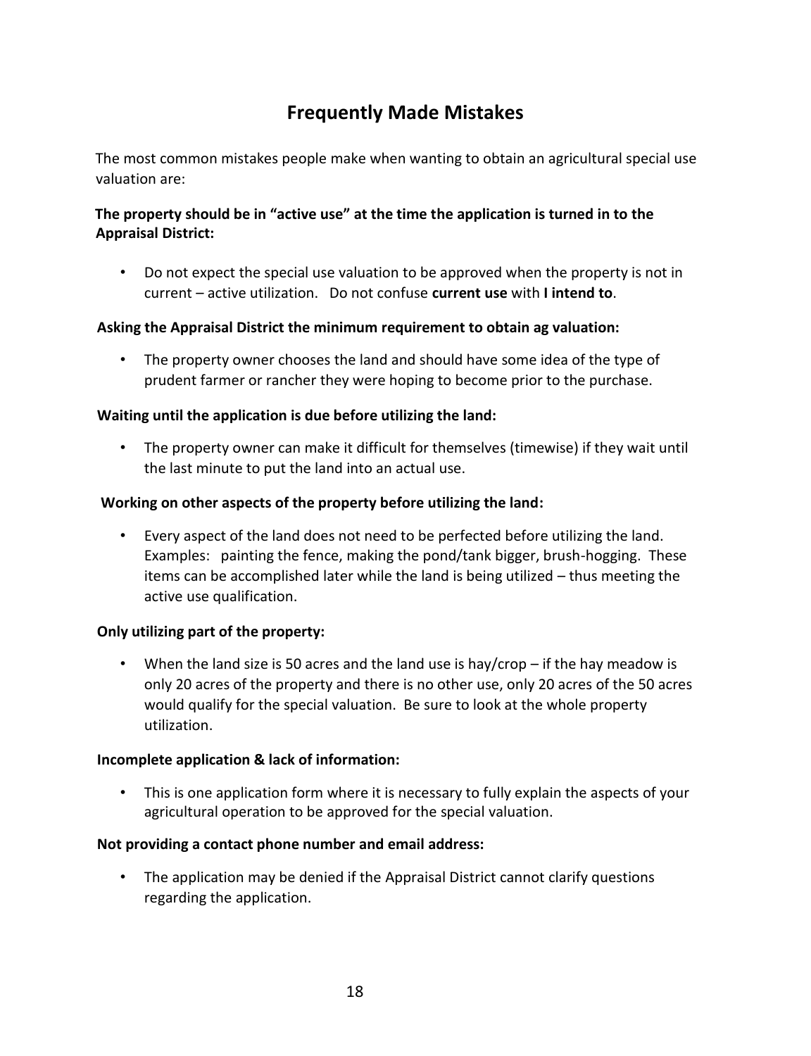# Frequently Made Mistakes

The most common mistakes people make when wanting to obtain an agricultural special use valuation are:

**The property should be in "active use" at the time the application is turned in to the Appraisal District:**

- Do not expect the special use valuation to be approved when the property is not in current – active utilization. Do not confuse **current use** with **I intend to**.

**Asking the Appraisal District the minimum requirement to obtain ag valuation:**

- The property owner chooses the land and should have some idea of the type of prudent farmer or rancher they were hoping to become prior to the purchase.

**Waiting until the application is due before utilizing the land:**

- The property owner can make it difficult for themselves (timewise) if they wait until the last minute to put the land into an actual use.

**Working on other aspects of the property before utilizing the land:**

- Every aspect of the land does not need to be perfected before utilizing the land. Examples: painting the fence, making the pond/tank bigger, brush-hogging. These items can be accomplished later while the land is being utilized – thus meeting the active use qualification.

**Only utilizing part of the property:**

- When the land size is 50 acres and the land use is hay/crop – if the hay meadow is only 20 acres of the property and there is no other use, only 20 acres of the 50 acres would qualify for the special valuation. Be sure to look at the whole property utilization.

**Incomplete application & lack of information:**

- This is one application form where it is necessary to fully explain the aspects of your agricultural operation to be approved for the special valuation.

**Not providing a contact phone number and email address:**

- The application may be denied if the Appraisal District cannot clarify questions regarding the application.